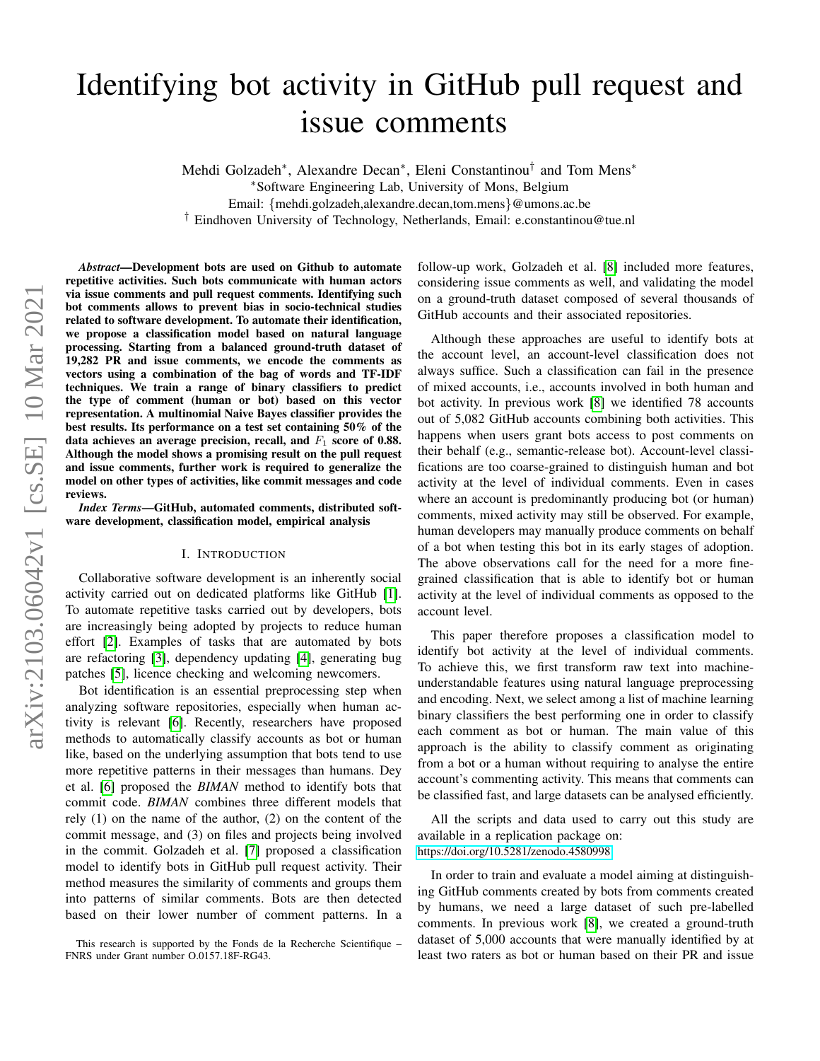# Identifying bot activity in GitHub pull request and issue comments

Mehdi Golzadeh*, Alexandre Decan*, Eleni Constantinou† and Tom Mens*

*Software Engineering Lab, University of Mons, Belgium

Email: {mehdi.golzadeh,alexandre.decan,tom.mens}@umons.ac.be

† Eindhoven University of Technology, Netherlands, Email: e.constantinou@tue.nl

***Abstract*—Development bots are used on Github to automate repetitive activities. Such bots communicate with human actors via issue comments and pull request comments. Identifying such bot comments allows to prevent bias in socio-technical studies related to software development. To automate their identification, we propose a classification model based on natural language processing. Starting from a balanced ground-truth dataset of 19,282 PR and issue comments, we encode the comments as vectors using a combination of the bag of words and TF-IDF techniques. We train a range of binary classifiers to predict the type of comment (human or bot) based on this vector representation. A multinomial Naive Bayes classifier provides the best results. Its performance on a test set containing 50% of the data achieves an average precision, recall, and $F_1$ score of 0.88. Although the model shows a promising result on the pull request and issue comments, further work is required to generalize the model on other types of activities, like commit messages and code reviews.**

***Index Terms*—GitHub, automated comments, distributed software development, classification model, empirical analysis**

## I. Introduction

Collaborative software development is an inherently social activity carried out on dedicated platforms like GitHub [1]. To automate repetitive tasks carried out by developers, bots are increasingly being adopted by projects to reduce human effort [2]. Examples of tasks that are automated by bots are refactoring [3], dependency updating [4], generating bug patches [5], licence checking and welcoming newcomers.

Bot identification is an essential preprocessing step when analyzing software repositories, especially when human activity is relevant [6]. Recently, researchers have proposed methods to automatically classify accounts as bot or human like, based on the underlying assumption that bots tend to use more repetitive patterns in their messages than humans. Dey et al. [6] proposed the *BIMAN* method to identify bots that commit code. *BIMAN* combines three different models that rely (1) on the name of the author, (2) on the content of the commit message, and (3) on files and projects being involved in the commit. Golzadeh et al. [7] proposed a classification model to identify bots in GitHub pull request activity. Their method measures the similarity of comments and groups them into patterns of similar comments. Bots are then detected based on their lower number of comment patterns. In a follow-up work, Golzadeh et al. [8] included more features, considering issue comments as well, and validating the model on a ground-truth dataset composed of several thousands of GitHub accounts and their associated repositories.

Although these approaches are useful to identify bots at the account level, an account-level classification does not always suffice. Such a classification can fail in the presence of mixed accounts, i.e., accounts involved in both human and bot activity. In previous work [8] we identified 78 accounts out of 5,082 GitHub accounts combining both activities. This happens when users grant bots access to post comments on their behalf (e.g., semantic-release bot). Account-level classifications are too coarse-grained to distinguish human and bot activity at the level of individual comments. Even in cases where an account is predominantly producing bot (or human) comments, mixed activity may still be observed. For example, human developers may manually produce comments on behalf of a bot when testing this bot in its early stages of adoption. The above observations call for the need for a more fine-grained classification that is able to identify bot or human activity at the level of individual comments as opposed to the account level.

This paper therefore proposes a classification model to identify bot activity at the level of individual comments. To achieve this, we first transform raw text into machine-understandable features using natural language preprocessing and encoding. Next, we select among a list of machine learning binary classifiers the best performing one in order to classify each comment as bot or human. The main value of this approach is the ability to classify comment as originating from a bot or a human without requiring to analyse the entire account's commenting activity. This means that comments can be classified fast, and large datasets can be analysed efficiently.

All the scripts and data used to carry out this study are available in a replication package on: https://doi.org/10.5281/zenodo.4580998

In order to train and evaluate a model aiming at distinguishing GitHub comments created by bots from comments created by humans, we need a large dataset of such pre-labelled comments. In previous work [8], we created a ground-truth dataset of 5,000 accounts that were manually identified by at least two raters as bot or human based on their PR and issue

This research is supported by the Fonds de la Recherche Scientifique – FNRS under Grant number O.0157.18F-RG43.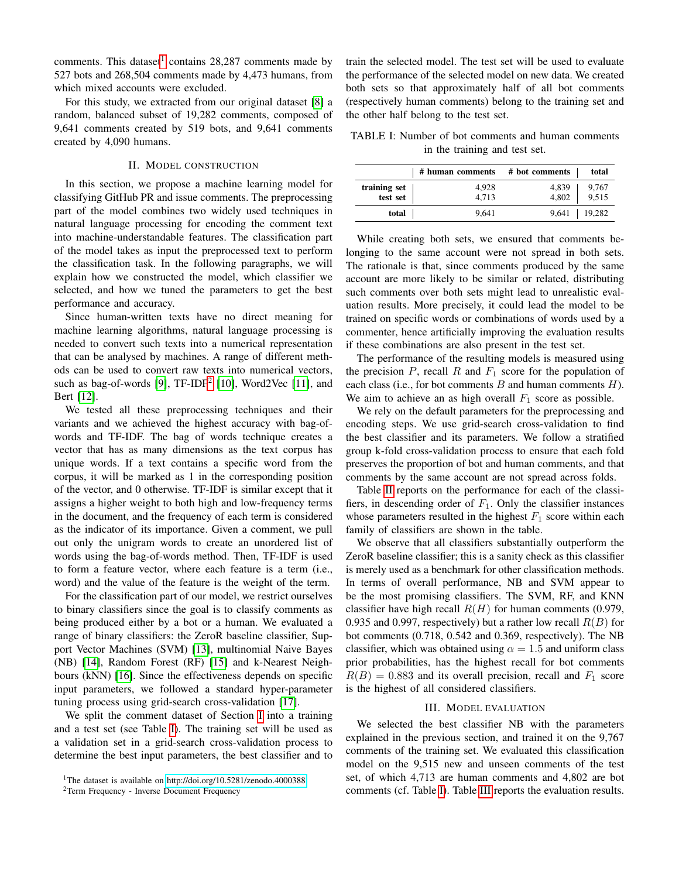comments. This dataset[1] contains 28,287 comments made by 527 bots and 268,504 comments made by 4,473 humans, from which mixed accounts were excluded.

For this study, we extracted from our original dataset [8] a random, balanced subset of 19,282 comments, composed of 9,641 comments created by 519 bots, and 9,641 comments created by 4,090 humans.

## II. Model construction

In this section, we propose a machine learning model for classifying GitHub PR and issue comments. The preprocessing part of the model combines two widely used techniques in natural language processing for encoding the comment text into machine-understandable features. The classification part of the model takes as input the preprocessed text to perform the classification task. In the following paragraphs, we will explain how we constructed the model, which classifier we selected, and how we tuned the parameters to get the best performance and accuracy.

Since human-written texts have no direct meaning for machine learning algorithms, natural language processing is needed to convert such texts into a numerical representation that can be analysed by machines. A range of different methods can be used to convert raw texts into numerical vectors, such as bag-of-words [9], TF-IDF[2] [10], Word2Vec [11], and Bert [12].

We tested all these preprocessing techniques and their variants and we achieved the highest accuracy with bag-of-words and TF-IDF. The bag of words technique creates a vector that has as many dimensions as the text corpus has unique words. If a text contains a specific word from the corpus, it will be marked as 1 in the corresponding position of the vector, and 0 otherwise. TF-IDF is similar except that it assigns a higher weight to both high and low-frequency terms in the document, and the frequency of each term is considered as the indicator of its importance. Given a comment, we pull out only the unigram words to create an unordered list of words using the bag-of-words method. Then, TF-IDF is used to form a feature vector, where each feature is a term (i.e., word) and the value of the feature is the weight of the term.

For the classification part of our model, we restrict ourselves to binary classifiers since the goal is to classify comments as being produced either by a bot or a human. We evaluated a range of binary classifiers: the ZeroR baseline classifier, Support Vector Machines (SVM) [13], multinomial Naive Bayes (NB) [14], Random Forest (RF) [15] and k-Nearest Neighbours (kNN) [16]. Since the effectiveness depends on specific input parameters, we followed a standard hyper-parameter tuning process using grid-search cross-validation [17].

We split the comment dataset of Section I into a training and a test set (see Table I). The training set will be used as a validation set in a grid-search cross-validation process to determine the best input parameters, the best classifier and to train the selected model. The test set will be used to evaluate the performance of the selected model on new data. We created both sets so that approximately half of all bot comments (respectively human comments) belong to the training set and the other half belong to the test set.

TABLE I: Number of bot comments and human comments in the training and test set.

| | # human comments | # bot comments | total |
|---|---|---|---|
| **training set** | 4,928 | 4,839 | 9,767 |
| **test set** | 4,713 | 4,802 | 9,515 |
| **total** | 9,641 | 9,641 | 19,282 |

While creating both sets, we ensured that comments belonging to the same account were not spread in both sets. The rationale is that, since comments produced by the same account are more likely to be similar or related, distributing such comments over both sets might lead to unrealistic evaluation results. More precisely, it could lead the model to be trained on specific words or combinations of words used by a commenter, hence artificially improving the evaluation results if these combinations are also present in the test set.

The performance of the resulting models is measured using the precision $P$, recall $R$ and $F_1$ score for the population of each class (i.e., for bot comments $B$ and human comments $H$). We aim to achieve an as high overall $F_1$ score as possible.

We rely on the default parameters for the preprocessing and encoding steps. We use grid-search cross-validation to find the best classifier and its parameters. We follow a stratified group k-fold cross-validation process to ensure that each fold preserves the proportion of bot and human comments, and that comments by the same account are not spread across folds.

Table II reports on the performance for each of the classifiers, in descending order of $F_1$. Only the classifier instances whose parameters resulted in the highest $F_1$ score within each family of classifiers are shown in the table.

We observe that all classifiers substantially outperform the ZeroR baseline classifier; this is a sanity check as this classifier is merely used as a benchmark for other classification methods. In terms of overall performance, NB and SVM appear to be the most promising classifiers. The SVM, RF, and KNN classifier have high recall $R(H)$ for human comments (0.979, 0.935 and 0.997, respectively) but a rather low recall $R(B)$ for bot comments (0.718, 0.542 and 0.369, respectively). The NB classifier, which was obtained using $\alpha = 1.5$ and uniform class prior probabilities, has the highest recall for bot comments $R(B) = 0.883$ and its overall precision, recall and $F_1$ score is the highest of all considered classifiers.

## III. Model evaluation

We selected the best classifier NB with the parameters explained in the previous section, and trained it on the 9,767 comments of the training set. We evaluated this classification model on the 9,515 new and unseen comments of the test set, of which 4,713 are human comments and 4,802 are bot comments (cf. Table I). Table III reports the evaluation results.

[1]The dataset is available on http://doi.org/10.5281/zenodo.4000388

[2]Term Frequency - Inverse Document Frequency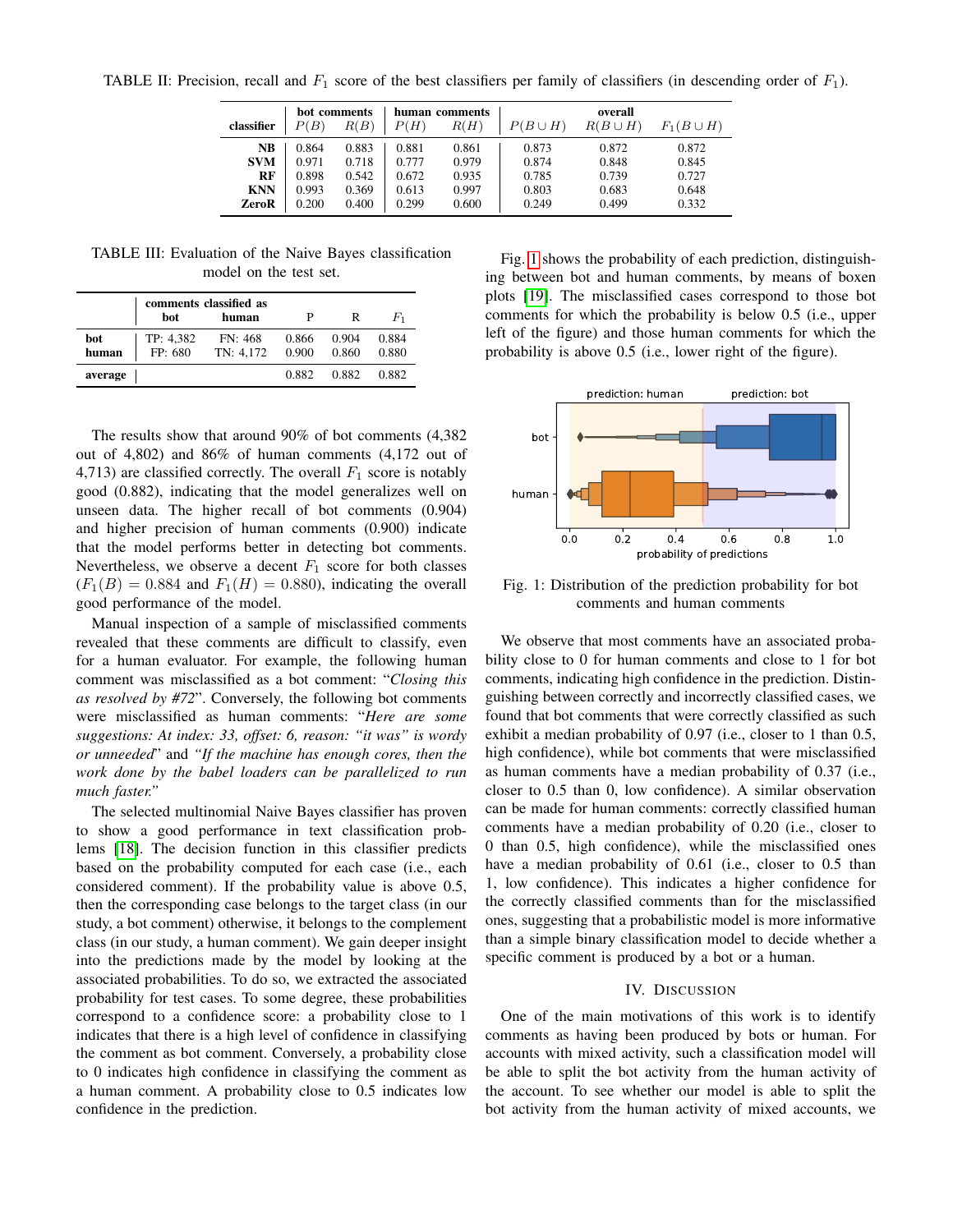TABLE II: Precision, recall and $F_1$ score of the best classifiers per family of classifiers (in descending order of $F_1$).

| classifier | bot comments $P(B)$ | bot comments $R(B)$ | human comments $P(H)$ | human comments $R(H)$ | overall $P(B \cup H)$ | overall $R(B \cup H)$ | overall $F_1(B \cup H)$ |
|---|---|---|---|---|---|---|---|
| **NB** | 0.864 | 0.883 | 0.881 | 0.861 | 0.873 | 0.872 | 0.872 |
| **SVM** | 0.971 | 0.718 | 0.777 | 0.979 | 0.874 | 0.848 | 0.845 |
| **RF** | 0.898 | 0.542 | 0.672 | 0.935 | 0.785 | 0.739 | 0.727 |
| **KNN** | 0.993 | 0.369 | 0.613 | 0.997 | 0.803 | 0.683 | 0.648 |
| **ZeroR** | 0.200 | 0.400 | 0.299 | 0.600 | 0.249 | 0.499 | 0.332 |

TABLE III: Evaluation of the Naive Bayes classification model on the test set.

| | comments classified as bot | comments classified as human | P | R | $F_1$ |
|---|---|---|---|---|---|
| **bot** | TP: 4,382 | FN: 468 | 0.866 | 0.904 | 0.884 |
| **human** | FP: 680 | TN: 4,172 | 0.900 | 0.860 | 0.880 |
| **average** | | | 0.882 | 0.882 | 0.882 |

The results show that around 90% of bot comments (4,382 out of 4,802) and 86% of human comments (4,172 out of 4,713) are classified correctly. The overall $F_1$ score is notably good (0.882), indicating that the model generalizes well on unseen data. The higher recall of bot comments (0.904) and higher precision of human comments (0.900) indicate that the model performs better in detecting bot comments. Nevertheless, we observe a decent $F_1$ score for both classes ($F_1(B) = 0.884$ and $F_1(H) = 0.880$), indicating the overall good performance of the model.

Manual inspection of a sample of misclassified comments revealed that these comments are difficult to classify, even for a human evaluator. For example, the following human comment was misclassified as a bot comment: "*Closing this as resolved by #72*". Conversely, the following bot comments were misclassified as human comments: *"Here are some suggestions: At index: 33, offset: 6, reason: "it was" is wordy or unneeded*" and *"If the machine has enough cores, then the work done by the babel loaders can be parallelized to run much faster."*

The selected multinomial Naive Bayes classifier has proven to show a good performance in text classification problems [18]. The decision function in this classifier predicts based on the probability computed for each case (i.e., each considered comment). If the probability value is above 0.5, then the corresponding case belongs to the target class (in our study, a bot comment) otherwise, it belongs to the complement class (in our study, a human comment). We gain deeper insight into the predictions made by the model by looking at the associated probabilities. To do so, we extracted the associated probability for test cases. To some degree, these probabilities correspond to a confidence score: a probability close to 1 indicates that there is a high level of confidence in classifying the comment as bot comment. Conversely, a probability close to 0 indicates high confidence in classifying the comment as a human comment. A probability close to 0.5 indicates low confidence in the prediction.

Fig. 1 shows the probability of each prediction, distinguishing between bot and human comments, by means of boxen plots [19]. The misclassified cases correspond to those bot comments for which the probability is below 0.5 (i.e., upper left of the figure) and those human comments for which the probability is above 0.5 (i.e., lower right of the figure).

Fig. 1: Distribution of the prediction probability for bot comments and human comments

We observe that most comments have an associated probability close to 0 for human comments and close to 1 for bot comments, indicating high confidence in the prediction. Distinguishing between correctly and incorrectly classified cases, we found that bot comments that were correctly classified as such exhibit a median probability of 0.97 (i.e., closer to 1 than 0.5, high confidence), while bot comments that were misclassified as human comments have a median probability of 0.37 (i.e., closer to 0.5 than 0, low confidence). A similar observation can be made for human comments: correctly classified human comments have a median probability of 0.20 (i.e., closer to 0 than 0.5, high confidence), while the misclassified ones have a median probability of 0.61 (i.e., closer to 0.5 than 1, low confidence). This indicates a higher confidence for the correctly classified comments than for the misclassified ones, suggesting that a probabilistic model is more informative than a simple binary classification model to decide whether a specific comment is produced by a bot or a human.

## IV. Discussion

One of the main motivations of this work is to identify comments as having been produced by bots or human. For accounts with mixed activity, such a classification model will be able to split the bot activity from the human activity of the account. To see whether our model is able to split the bot activity from the human activity of mixed accounts, we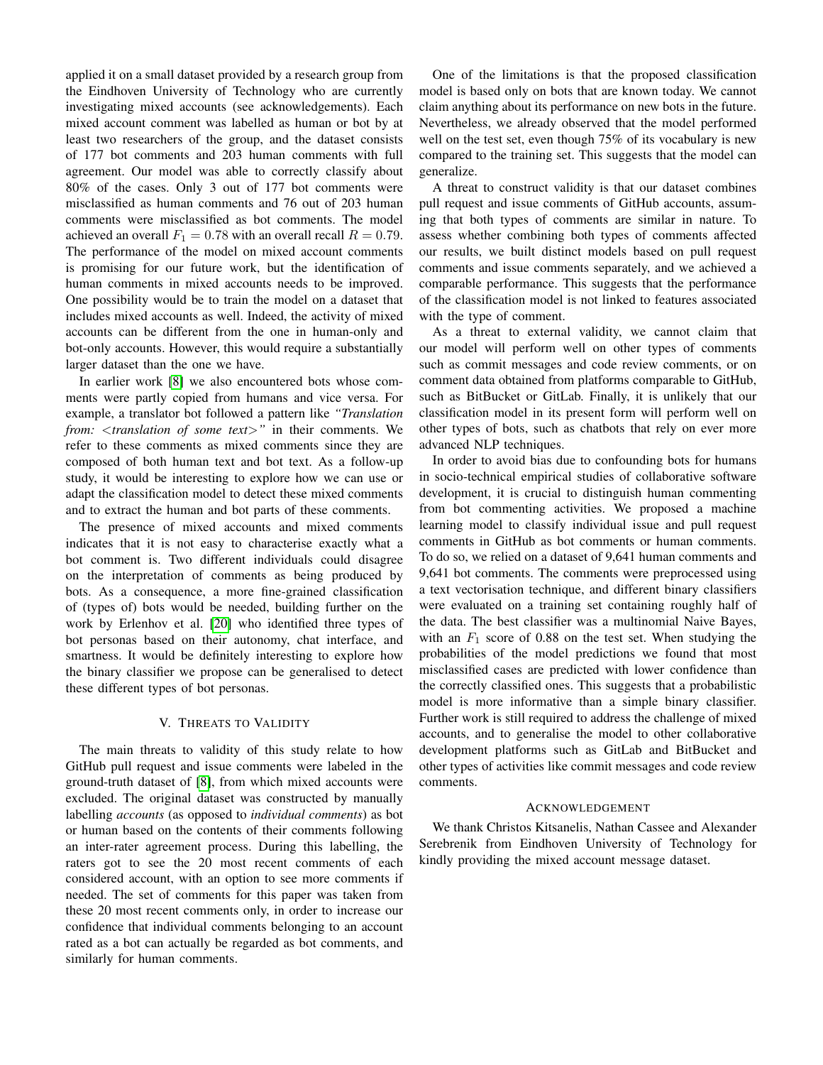applied it on a small dataset provided by a research group from the Eindhoven University of Technology who are currently investigating mixed accounts (see acknowledgements). Each mixed account comment was labelled as human or bot by at least two researchers of the group, and the dataset consists of 177 bot comments and 203 human comments with full agreement. Our model was able to correctly classify about 80% of the cases. Only 3 out of 177 bot comments were misclassified as human comments and 76 out of 203 human comments were misclassified as bot comments. The model achieved an overall $F_1 = 0.78$ with an overall recall $R = 0.79$. The performance of the model on mixed account comments is promising for our future work, but the identification of human comments in mixed accounts needs to be improved. One possibility would be to train the model on a dataset that includes mixed accounts as well. Indeed, the activity of mixed accounts can be different from the one in human-only and bot-only accounts. However, this would require a substantially larger dataset than the one we have.

In earlier work [8] we also encountered bots whose comments were partly copied from humans and vice versa. For example, a translator bot followed a pattern like *"Translation from: <translation of some text>"* in their comments. We refer to these comments as mixed comments since they are composed of both human text and bot text. As a follow-up study, it would be interesting to explore how we can use or adapt the classification model to detect these mixed comments and to extract the human and bot parts of these comments.

The presence of mixed accounts and mixed comments indicates that it is not easy to characterise exactly what a bot comment is. Two different individuals could disagree on the interpretation of comments as being produced by bots. As a consequence, a more fine-grained classification of (types of) bots would be needed, building further on the work by Erlenhov et al. [20] who identified three types of bot personas based on their autonomy, chat interface, and smartness. It would be definitely interesting to explore how the binary classifier we propose can be generalised to detect these different types of bot personas.

## V. Threats to Validity

The main threats to validity of this study relate to how GitHub pull request and issue comments were labeled in the ground-truth dataset of [8], from which mixed accounts were excluded. The original dataset was constructed by manually labelling *accounts* (as opposed to *individual comments*) as bot or human based on the contents of their comments following an inter-rater agreement process. During this labelling, the raters got to see the 20 most recent comments of each considered account, with an option to see more comments if needed. The set of comments for this paper was taken from these 20 most recent comments only, in order to increase our confidence that individual comments belonging to an account rated as a bot can actually be regarded as bot comments, and similarly for human comments.

One of the limitations is that the proposed classification model is based only on bots that are known today. We cannot claim anything about its performance on new bots in the future. Nevertheless, we already observed that the model performed well on the test set, even though 75% of its vocabulary is new compared to the training set. This suggests that the model can generalize.

A threat to construct validity is that our dataset combines pull request and issue comments of GitHub accounts, assuming that both types of comments are similar in nature. To assess whether combining both types of comments affected our results, we built distinct models based on pull request comments and issue comments separately, and we achieved a comparable performance. This suggests that the performance of the classification model is not linked to features associated with the type of comment.

As a threat to external validity, we cannot claim that our model will perform well on other types of comments such as commit messages and code review comments, or on comment data obtained from platforms comparable to GitHub, such as BitBucket or GitLab. Finally, it is unlikely that our classification model in its present form will perform well on other types of bots, such as chatbots that rely on ever more advanced NLP techniques.

In order to avoid bias due to confounding bots for humans in socio-technical empirical studies of collaborative software development, it is crucial to distinguish human commenting from bot commenting activities. We proposed a machine learning model to classify individual issue and pull request comments in GitHub as bot comments or human comments. To do so, we relied on a dataset of 9,641 human comments and 9,641 bot comments. The comments were preprocessed using a text vectorisation technique, and different binary classifiers were evaluated on a training set containing roughly half of the data. The best classifier was a multinomial Naive Bayes, with an $F_1$ score of 0.88 on the test set. When studying the probabilities of the model predictions we found that most misclassified cases are predicted with lower confidence than the correctly classified ones. This suggests that a probabilistic model is more informative than a simple binary classifier. Further work is still required to address the challenge of mixed accounts, and to generalise the model to other collaborative development platforms such as GitLab and BitBucket and other types of activities like commit messages and code review comments.

## Acknowledgement

We thank Christos Kitsanelis, Nathan Cassee and Alexander Serebrenik from Eindhoven University of Technology for kindly providing the mixed account message dataset.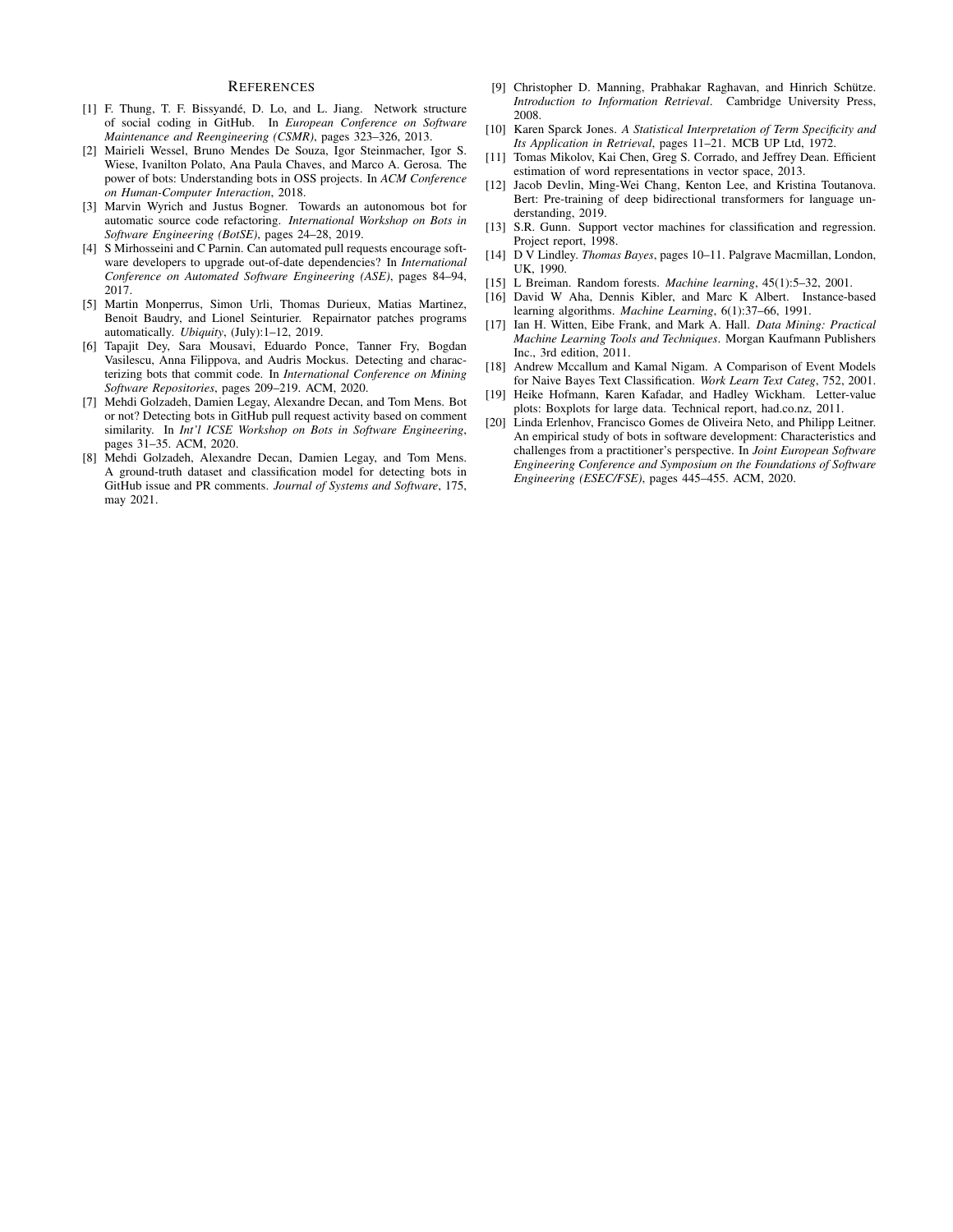# References

[1] F. Thung, T. F. Bissyandé, D. Lo, and L. Jiang. Network structure of social coding in GitHub. In *European Conference on Software Maintenance and Reengineering (CSMR)*, pages 323–326, 2013.

[2] Mairieli Wessel, Bruno Mendes De Souza, Igor Steinmacher, Igor S. Wiese, Ivanilton Polato, Ana Paula Chaves, and Marco A. Gerosa. The power of bots: Understanding bots in OSS projects. In *ACM Conference on Human-Computer Interaction*, 2018.

[3] Marvin Wyrich and Justus Bogner. Towards an autonomous bot for automatic source code refactoring. *International Workshop on Bots in Software Engineering (BotSE)*, pages 24–28, 2019.

[4] S Mirhosseini and C Parnin. Can automated pull requests encourage software developers to upgrade out-of-date dependencies? In *International Conference on Automated Software Engineering (ASE)*, pages 84–94, 2017.

[5] Martin Monperrus, Simon Urli, Thomas Durieux, Matias Martinez, Benoit Baudry, and Lionel Seinturier. Repairnator patches programs automatically. *Ubiquity*, (July):1–12, 2019.

[6] Tapajit Dey, Sara Mousavi, Eduardo Ponce, Tanner Fry, Bogdan Vasilescu, Anna Filippova, and Audris Mockus. Detecting and characterizing bots that commit code. In *International Conference on Mining Software Repositories*, pages 209–219. ACM, 2020.

[7] Mehdi Golzadeh, Damien Legay, Alexandre Decan, and Tom Mens. Bot or not? Detecting bots in GitHub pull request activity based on comment similarity. In *Int'l ICSE Workshop on Bots in Software Engineering*, pages 31–35. ACM, 2020.

[8] Mehdi Golzadeh, Alexandre Decan, Damien Legay, and Tom Mens. A ground-truth dataset and classification model for detecting bots in GitHub issue and PR comments. *Journal of Systems and Software*, 175, may 2021.

[9] Christopher D. Manning, Prabhakar Raghavan, and Hinrich Schütze. *Introduction to Information Retrieval*. Cambridge University Press, 2008.

[10] Karen Sparck Jones. *A Statistical Interpretation of Term Specificity and Its Application in Retrieval*, pages 11–21. MCB UP Ltd, 1972.

[11] Tomas Mikolov, Kai Chen, Greg S. Corrado, and Jeffrey Dean. Efficient estimation of word representations in vector space, 2013.

[12] Jacob Devlin, Ming-Wei Chang, Kenton Lee, and Kristina Toutanova. Bert: Pre-training of deep bidirectional transformers for language understanding, 2019.

[13] S.R. Gunn. Support vector machines for classification and regression. Project report, 1998.

[14] D V Lindley. *Thomas Bayes*, pages 10–11. Palgrave Macmillan, London, UK, 1990.

[15] L Breiman. Random forests. *Machine learning*, 45(1):5–32, 2001.

[16] David W Aha, Dennis Kibler, and Marc K Albert. Instance-based learning algorithms. *Machine Learning*, 6(1):37–66, 1991.

[17] Ian H. Witten, Eibe Frank, and Mark A. Hall. *Data Mining: Practical Machine Learning Tools and Techniques*. Morgan Kaufmann Publishers Inc., 3rd edition, 2011.

[18] Andrew Mccallum and Kamal Nigam. A Comparison of Event Models for Naive Bayes Text Classification. *Work Learn Text Categ*, 752, 2001.

[19] Heike Hofmann, Karen Kafadar, and Hadley Wickham. Letter-value plots: Boxplots for large data. Technical report, had.co.nz, 2011.

[20] Linda Erlenhov, Francisco Gomes de Oliveira Neto, and Philipp Leitner. An empirical study of bots in software development: Characteristics and challenges from a practitioner's perspective. In *Joint European Software Engineering Conference and Symposium on the Foundations of Software Engineering (ESEC/FSE)*, pages 445–455. ACM, 2020.